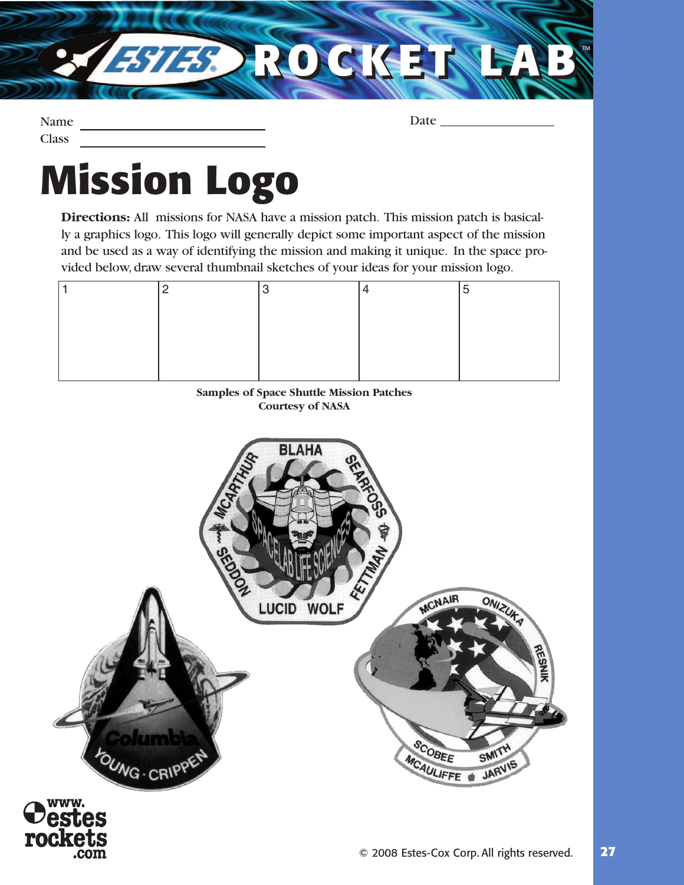Name
Class

Date

# Mission Logo

**Directions:** All missions for NASA have a mission patch. This mission patch is basically a graphics logo. This logo will generally depict some important aspect of the mission and be used as a way of identifying the mission and making it unique. In the space provided below, draw several thumbnail sketches of your ideas for your mission logo.

| 1 | 2 | 3 | 4 | 5 |
|---|---|---|---|---|
| | | | | |

**Samples of Space Shuttle Mission Patches**
**Courtesy of NASA**

© 2008 Estes-Cox Corp. All rights reserved.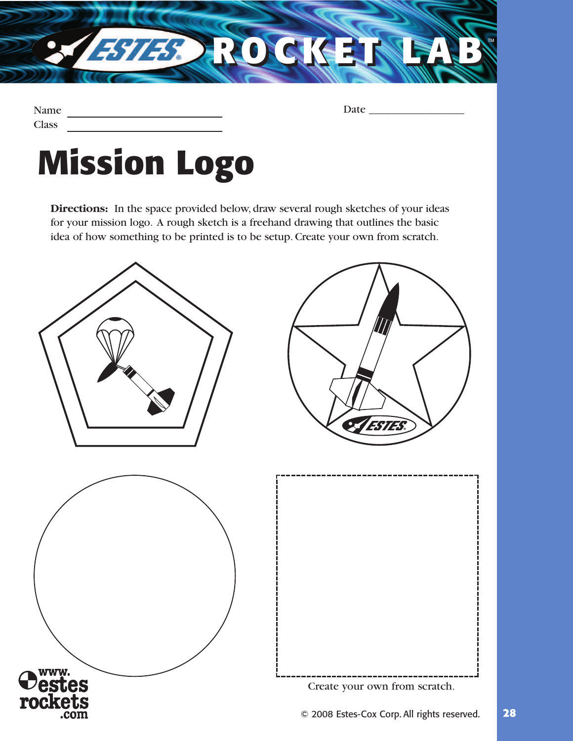Name ______________________ Date __________________

Class ______________________

# Mission Logo

**Directions:** In the space provided below, draw several rough sketches of your ideas for your mission logo. A rough sketch is a freehand drawing that outlines the basic idea of how something to be printed is to be setup. Create your own from scratch.

Create your own from scratch.

© 2008 Estes-Cox Corp. All rights reserved.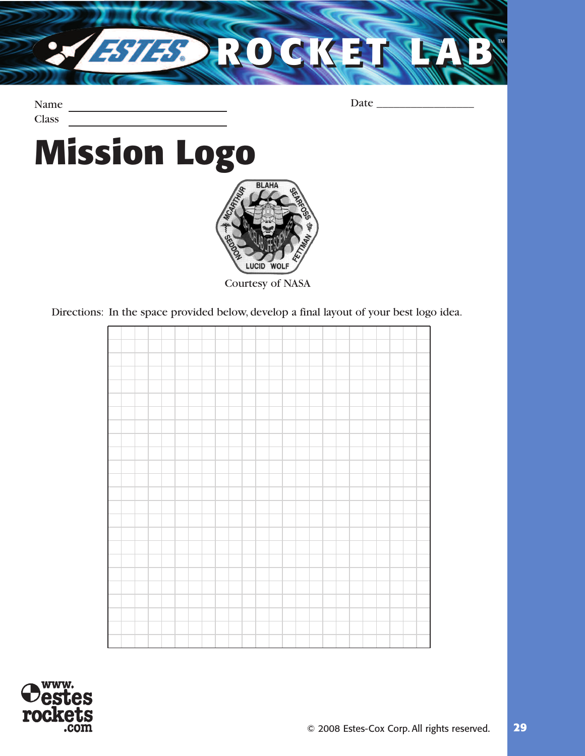Name ____________________
Class ____________________

Date ________________

# Mission Logo

Courtesy of NASA

Directions: In the space provided below, develop a final layout of your best logo idea.

© 2008 Estes-Cox Corp. All rights reserved.